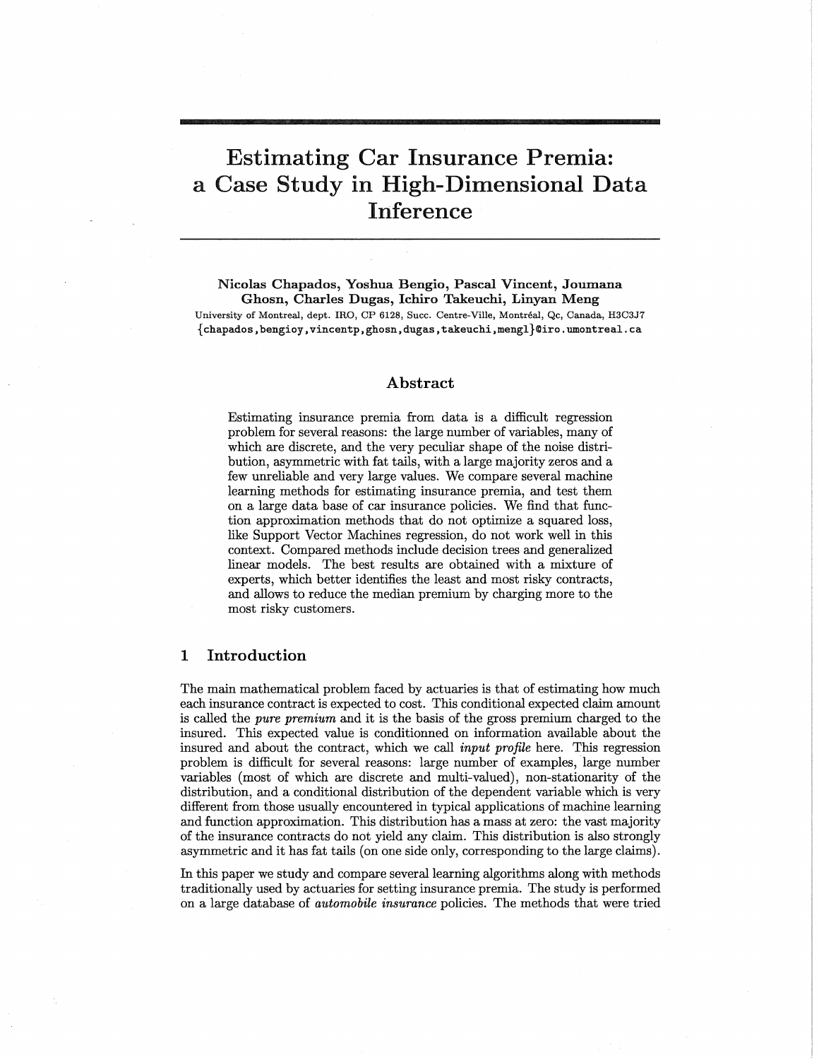# Estimating Car Insurance Premia: a Case Study in High-Dimensional Data Inference

**Nicolas Chapados, Yoshua Bengio, Pascal Vincent, Joumana Ghosn, Charles Dugas, Ichiro Takeuchi, Linyan Meng**

University of Montreal, dept. IRO, CP 6128, Succ. Centre-Ville, Montréal, Qc, Canada, H3C3J7

{chapados,bengioy,vincentp,ghosn,dugas,takeuchi,mengl}@iro.umontreal.ca

## Abstract

Estimating insurance premia from data is a difficult regression problem for several reasons: the large number of variables, many of which are discrete, and the very peculiar shape of the noise distribution, asymmetric with fat tails, with a large majority zeros and a few unreliable and very large values. We compare several machine learning methods for estimating insurance premia, and test them on a large data base of car insurance policies. We find that function approximation methods that do not optimize a squared loss, like Support Vector Machines regression, do not work well in this context. Compared methods include decision trees and generalized linear models. The best results are obtained with a mixture of experts, which better identifies the least and most risky contracts, and allows to reduce the median premium by charging more to the most risky customers.

## 1 Introduction

The main mathematical problem faced by actuaries is that of estimating how much each insurance contract is expected to cost. This conditional expected claim amount is called the *pure premium* and it is the basis of the gross premium charged to the insured. This expected value is conditionned on information available about the insured and about the contract, which we call *input profile* here. This regression problem is difficult for several reasons: large number of examples, large number variables (most of which are discrete and multi-valued), non-stationarity of the distribution, and a conditional distribution of the dependent variable which is very different from those usually encountered in typical applications of machine learning and function approximation. This distribution has a mass at zero: the vast majority of the insurance contracts do not yield any claim. This distribution is also strongly asymmetric and it has fat tails (on one side only, corresponding to the large claims).

In this paper we study and compare several learning algorithms along with methods traditionally used by actuaries for setting insurance premia. The study is performed on a large database of *automobile insurance* policies. The methods that were tried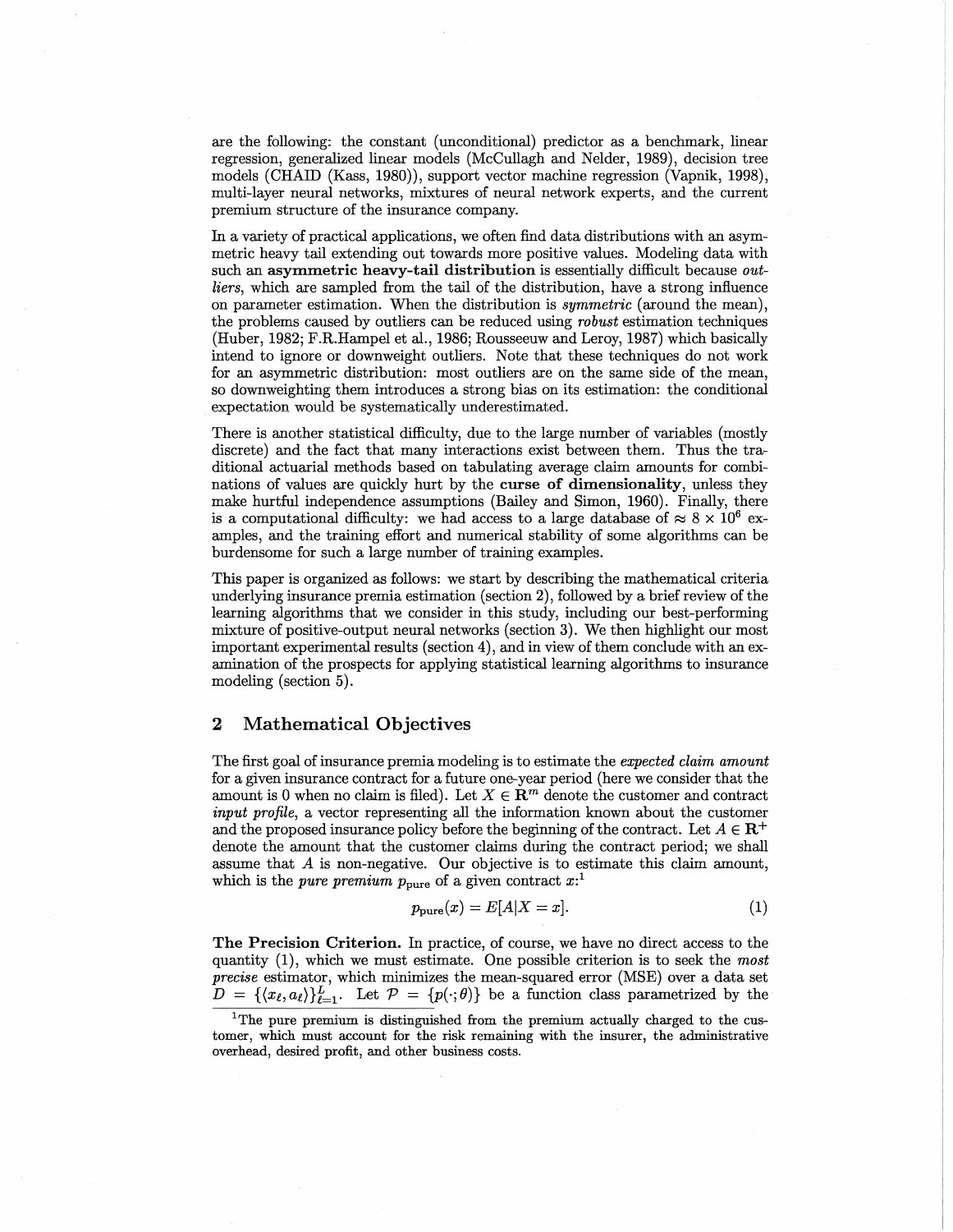are the following: the constant (unconditional) predictor as a benchmark, linear regression, generalized linear models (McCullagh and Nelder, 1989), decision tree models (CHAID (Kass, 1980)), support vector machine regression (Vapnik, 1998), multi-layer neural networks, mixtures of neural network experts, and the current premium structure of the insurance company.

In a variety of practical applications, we often find data distributions with an asymmetric heavy tail extending out towards more positive values. Modeling data with such an **asymmetric heavy-tail distribution** is essentially difficult because *outliers*, which are sampled from the tail of the distribution, have a strong influence on parameter estimation. When the distribution is *symmetric* (around the mean), the problems caused by outliers can be reduced using *robust* estimation techniques (Huber, 1982; F.R.Hampel et al., 1986; Rousseeuw and Leroy, 1987) which basically intend to ignore or downweight outliers. Note that these techniques do not work for an asymmetric distribution: most outliers are on the same side of the mean, so downweighting them introduces a strong bias on its estimation: the conditional expectation would be systematically underestimated.

There is another statistical difficulty, due to the large number of variables (mostly discrete) and the fact that many interactions exist between them. Thus the traditional actuarial methods based on tabulating average claim amounts for combinations of values are quickly hurt by the **curse of dimensionality**, unless they make hurtful independence assumptions (Bailey and Simon, 1960). Finally, there is a computational difficulty: we had access to a large database of $\approx 8 \times 10^6$ examples, and the training effort and numerical stability of some algorithms can be burdensome for such a large number of training examples.

This paper is organized as follows: we start by describing the mathematical criteria underlying insurance premia estimation (section 2), followed by a brief review of the learning algorithms that we consider in this study, including our best-performing mixture of positive-output neural networks (section 3). We then highlight our most important experimental results (section 4), and in view of them conclude with an examination of the prospects for applying statistical learning algorithms to insurance modeling (section 5).

## 2 Mathematical Objectives

The first goal of insurance premia modeling is to estimate the *expected claim amount* for a given insurance contract for a future one-year period (here we consider that the amount is 0 when no claim is filed). Let $X \in \mathbf{R}^m$ denote the customer and contract *input profile*, a vector representing all the information known about the customer and the proposed insurance policy before the beginning of the contract. Let $A \in \mathbf{R}^+$ denote the amount that the customer claims during the contract period; we shall assume that $A$ is non-negative. Our objective is to estimate this claim amount, which is the *pure premium* $p_{\text{pure}}$ of a given contract $x$:[1]

$$p_{\text{pure}}(x) = E[A|X = x]. \tag{1}$$

**The Precision Criterion.** In practice, of course, we have no direct access to the quantity (1), which we must estimate. One possible criterion is to seek the *most precise* estimator, which minimizes the mean-squared error (MSE) over a data set $D = \{\langle x_\ell, a_\ell \rangle\}_{\ell=1}^{L}$. Let $\mathcal{P} = \{p(\cdot;\theta)\}$ be a function class parametrized by the

[1]The pure premium is distinguished from the premium actually charged to the customer, which must account for the risk remaining with the insurer, the administrative overhead, desired profit, and other business costs.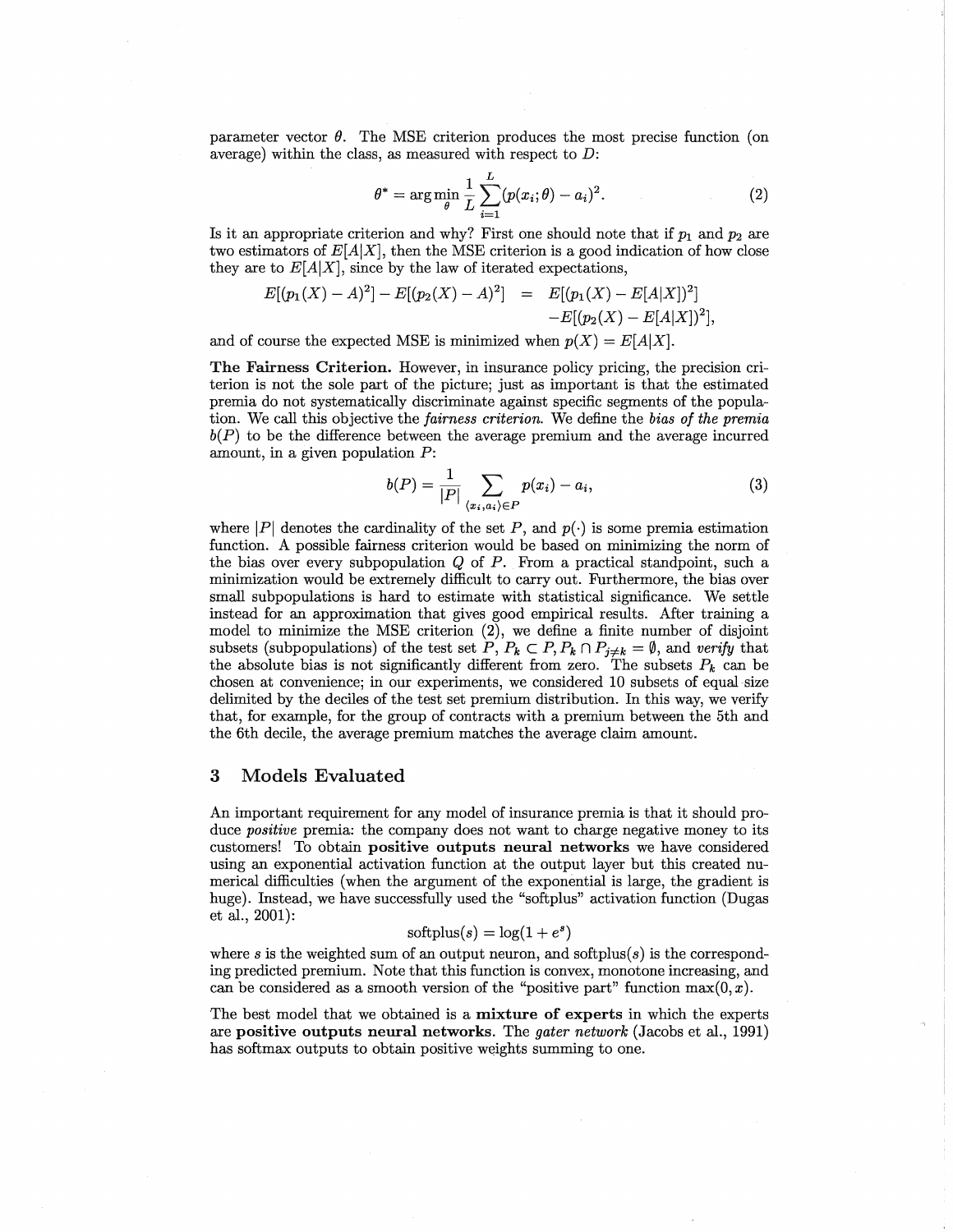parameter vector $\theta$. The MSE criterion produces the most precise function (on average) within the class, as measured with respect to $D$:

$$\theta^* = \arg\min_{\theta} \frac{1}{L} \sum_{i=1}^{L} (p(x_i; \theta) - a_i)^2. \tag{2}$$

Is it an appropriate criterion and why? First one should note that if $p_1$ and $p_2$ are two estimators of $E[A|X]$, then the MSE criterion is a good indication of how close they are to $E[A|X]$, since by the law of iterated expectations,

$$\begin{aligned} E[(p_1(X) - A)^2] - E[(p_2(X) - A)^2] &= E[(p_1(X) - E[A|X])^2] \\ &\quad - E[(p_2(X) - E[A|X])^2], \end{aligned}$$

and of course the expected MSE is minimized when $p(X) = E[A|X]$.

**The Fairness Criterion.** However, in insurance policy pricing, the precision criterion is not the sole part of the picture; just as important is that the estimated premia do not systematically discriminate against specific segments of the population. We call this objective the *fairness criterion*. We define the *bias of the premia* $b(P)$ to be the difference between the average premium and the average incurred amount, in a given population $P$:

$$b(P) = \frac{1}{|P|} \sum_{\langle x_i, a_i \rangle \in P} p(x_i) - a_i, \tag{3}$$

where $|P|$ denotes the cardinality of the set $P$, and $p(\cdot)$ is some premia estimation function. A possible fairness criterion would be based on minimizing the norm of the bias over every subpopulation $Q$ of $P$. From a practical standpoint, such a minimization would be extremely difficult to carry out. Furthermore, the bias over small subpopulations is hard to estimate with statistical significance. We settle instead for an approximation that gives good empirical results. After training a model to minimize the MSE criterion (2), we define a finite number of disjoint subsets (subpopulations) of the test set $P$, $P_k \subset P, P_k \cap P_{j \neq k} = \emptyset$, and *verify* that the absolute bias is not significantly different from zero. The subsets $P_k$ can be chosen at convenience; in our experiments, we considered 10 subsets of equal size delimited by the deciles of the test set premium distribution. In this way, we verify that, for example, for the group of contracts with a premium between the 5th and the 6th decile, the average premium matches the average claim amount.

## 3 Models Evaluated

An important requirement for any model of insurance premia is that it should produce *positive* premia: the company does not want to charge negative money to its customers! To obtain **positive outputs neural networks** we have considered using an exponential activation function at the output layer but this created numerical difficulties (when the argument of the exponential is large, the gradient is huge). Instead, we have successfully used the "softplus" activation function (Dugas et al., 2001):

$$\text{softplus}(s) = \log(1 + e^s)$$

where $s$ is the weighted sum of an output neuron, and softplus$(s)$ is the corresponding predicted premium. Note that this function is convex, monotone increasing, and can be considered as a smooth version of the "positive part" function $\max(0, x)$.

The best model that we obtained is a **mixture of experts** in which the experts are **positive outputs neural networks**. The *gater network* (Jacobs et al., 1991) has softmax outputs to obtain positive weights summing to one.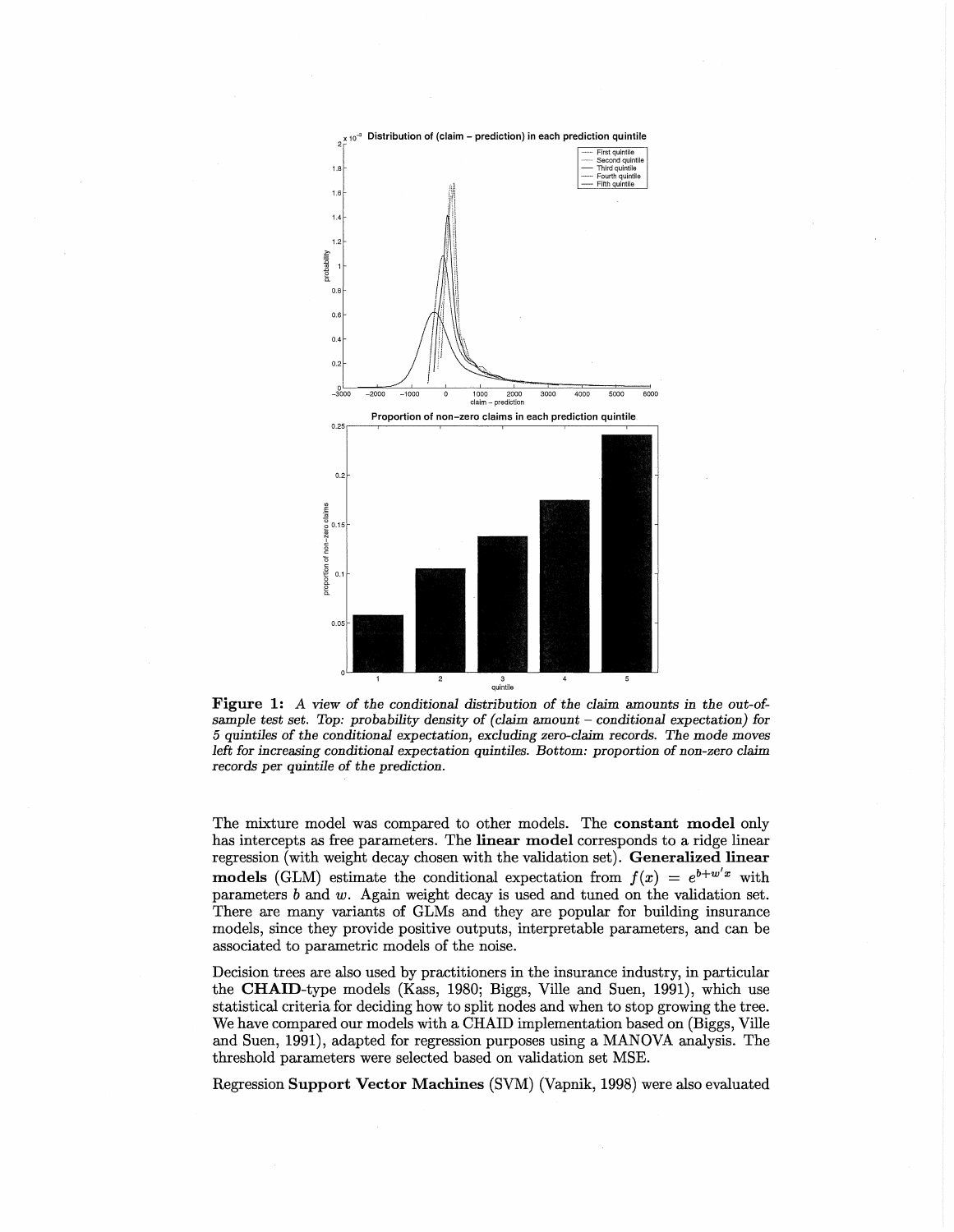**Figure 1:** *A view of the conditional distribution of the claim amounts in the out-of-sample test set. Top: probability density of (claim amount – conditional expectation) for 5 quintiles of the conditional expectation, excluding zero-claim records. The mode moves left for increasing conditional expectation quintiles. Bottom: proportion of non-zero claim records per quintile of the prediction.*

The mixture model was compared to other models. The **constant model** only has intercepts as free parameters. The **linear model** corresponds to a ridge linear regression (with weight decay chosen with the validation set). **Generalized linear models** (GLM) estimate the conditional expectation from $f(x) = e^{b+w'x}$ with parameters $b$ and $w$. Again weight decay is used and tuned on the validation set. There are many variants of GLMs and they are popular for building insurance models, since they provide positive outputs, interpretable parameters, and can be associated to parametric models of the noise.

Decision trees are also used by practitioners in the insurance industry, in particular the **CHAID**-type models (Kass, 1980; Biggs, Ville and Suen, 1991), which use statistical criteria for deciding how to split nodes and when to stop growing the tree. We have compared our models with a CHAID implementation based on (Biggs, Ville and Suen, 1991), adapted for regression purposes using a MANOVA analysis. The threshold parameters were selected based on validation set MSE.

Regression **Support Vector Machines** (SVM) (Vapnik, 1998) were also evaluated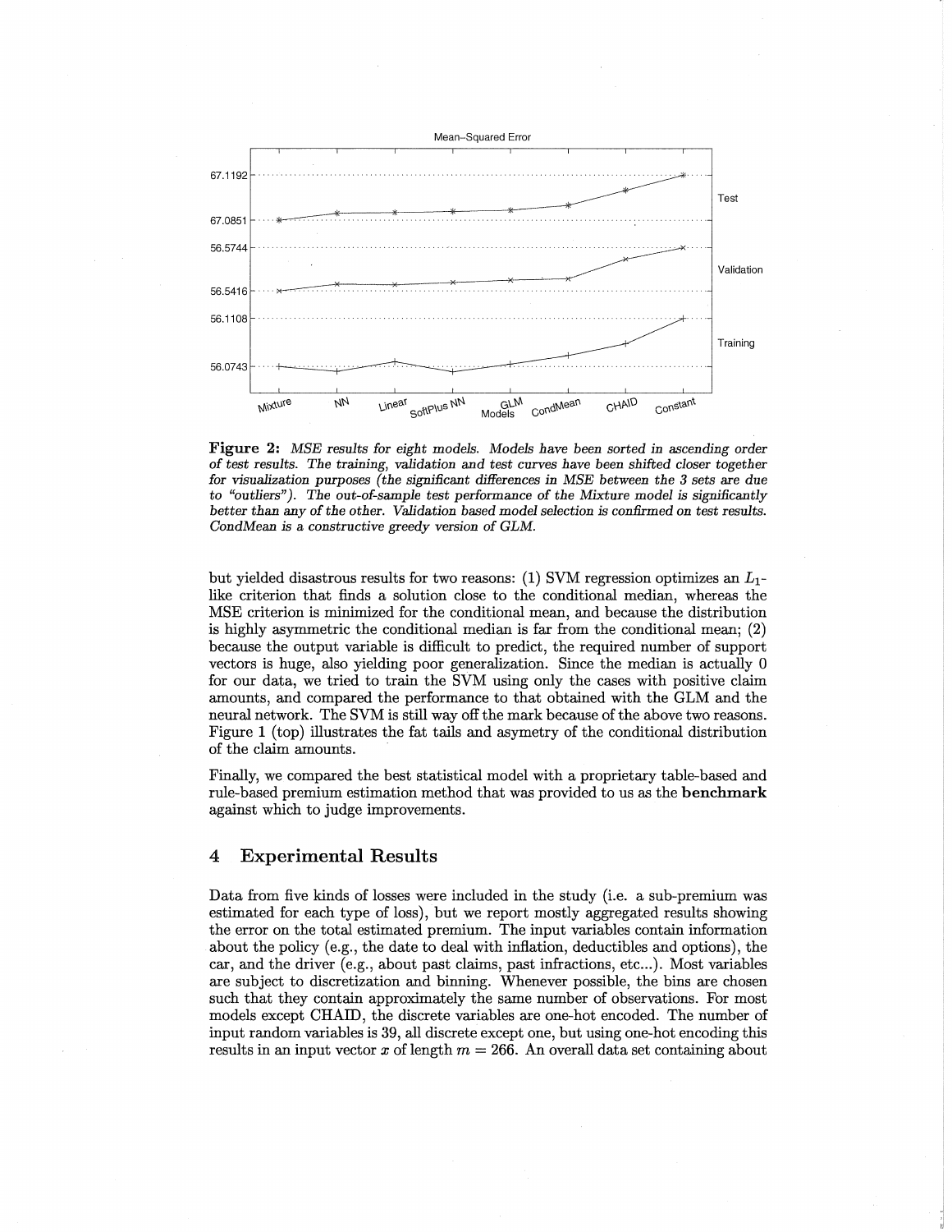**Figure 2:** *MSE results for eight models. Models have been sorted in ascending order of test results. The training, validation and test curves have been shifted closer together for visualization purposes (the significant differences in MSE between the 3 sets are due to "outliers"). The out-of-sample test performance of the Mixture model is significantly better than any of the other. Validation based model selection is confirmed on test results. CondMean is a constructive greedy version of GLM.*

but yielded disastrous results for two reasons: (1) SVM regression optimizes an $L_1$-like criterion that finds a solution close to the conditional median, whereas the MSE criterion is minimized for the conditional mean, and because the distribution is highly asymmetric the conditional median is far from the conditional mean; (2) because the output variable is difficult to predict, the required number of support vectors is huge, also yielding poor generalization. Since the median is actually 0 for our data, we tried to train the SVM using only the cases with positive claim amounts, and compared the performance to that obtained with the GLM and the neural network. The SVM is still way off the mark because of the above two reasons. Figure 1 (top) illustrates the fat tails and asymetry of the conditional distribution of the claim amounts.

Finally, we compared the best statistical model with a proprietary table-based and rule-based premium estimation method that was provided to us as the **benchmark** against which to judge improvements.

## 4 Experimental Results

Data from five kinds of losses were included in the study (i.e. a sub-premium was estimated for each type of loss), but we report mostly aggregated results showing the error on the total estimated premium. The input variables contain information about the policy (e.g., the date to deal with inflation, deductibles and options), the car, and the driver (e.g., about past claims, past infractions, etc...). Most variables are subject to discretization and binning. Whenever possible, the bins are chosen such that they contain approximately the same number of observations. For most models except CHAID, the discrete variables are one-hot encoded. The number of input random variables is 39, all discrete except one, but using one-hot encoding this results in an input vector $x$ of length $m = 266$. An overall data set containing about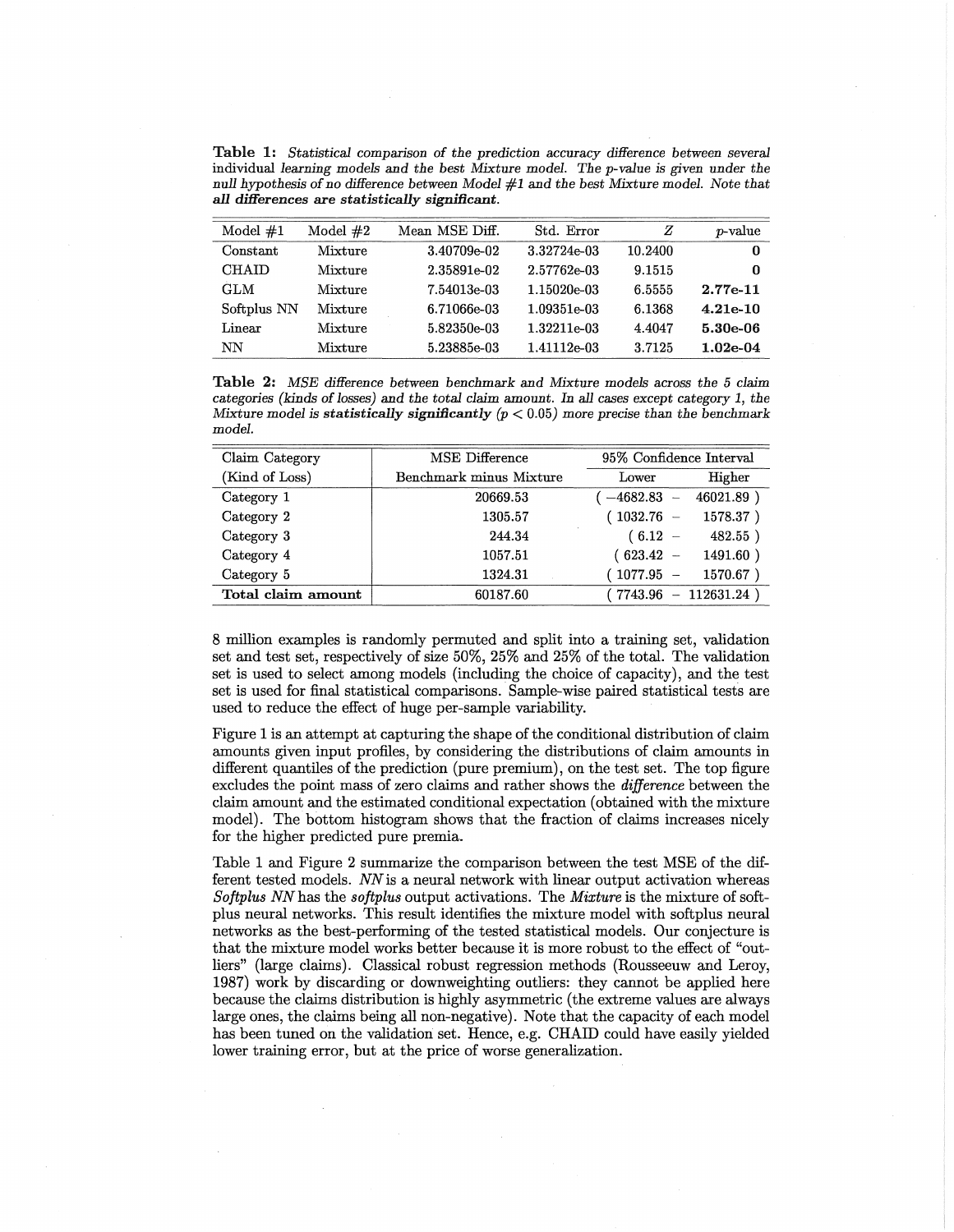**Table 1:** *Statistical comparison of the prediction accuracy difference between several individual learning models and the best Mixture model. The p-value is given under the null hypothesis of no difference between Model #1 and the best Mixture model. Note that* ***all differences are statistically significant.***

| Model #1 | Model #2 | Mean MSE Diff. | Std. Error | $Z$ | $p$-value |
|---|---|---|---|---|---|
| Constant | Mixture | 3.40709e-02 | 3.32724e-03 | 10.2400 | **0** |
| CHAID | Mixture | 2.35891e-02 | 2.57762e-03 | 9.1515 | **0** |
| GLM | Mixture | 7.54013e-03 | 1.15020e-03 | 6.5555 | **2.77e-11** |
| Softplus NN | Mixture | 6.71066e-03 | 1.09351e-03 | 6.1368 | **4.21e-10** |
| Linear | Mixture | 5.82350e-03 | 1.32211e-03 | 4.4047 | **5.30e-06** |
| NN | Mixture | 5.23885e-03 | 1.41112e-03 | 3.7125 | **1.02e-04** |

**Table 2:** *MSE difference between benchmark and Mixture models across the 5 claim categories (kinds of losses) and the total claim amount. In all cases except category 1, the Mixture model is* ***statistically significantly*** *($p < 0.05$) more precise than the benchmark model.*

| Claim Category | MSE Difference | 95% Confidence Interval | |
|---|---|---|---|
| (Kind of Loss) | Benchmark minus Mixture | Lower | Higher |
| Category 1 | 20669.53 | ( −4682.83 − | 46021.89 ) |
| Category 2 | 1305.57 | ( 1032.76 − | 1578.37 ) |
| Category 3 | 244.34 | ( 6.12 − | 482.55 ) |
| Category 4 | 1057.51 | ( 623.42 − | 1491.60 ) |
| Category 5 | 1324.31 | ( 1077.95 − | 1570.67 ) |
| **Total claim amount** | 60187.60 | ( 7743.96 − | 112631.24 ) |

8 million examples is randomly permuted and split into a training set, validation set and test set, respectively of size 50%, 25% and 25% of the total. The validation set is used to select among models (including the choice of capacity), and the test set is used for final statistical comparisons. Sample-wise paired statistical tests are used to reduce the effect of huge per-sample variability.

Figure 1 is an attempt at capturing the shape of the conditional distribution of claim amounts given input profiles, by considering the distributions of claim amounts in different quantiles of the prediction (pure premium), on the test set. The top figure excludes the point mass of zero claims and rather shows the *difference* between the claim amount and the estimated conditional expectation (obtained with the mixture model). The bottom histogram shows that the fraction of claims increases nicely for the higher predicted pure premia.

Table 1 and Figure 2 summarize the comparison between the test MSE of the different tested models. *NN* is a neural network with linear output activation whereas *Softplus NN* has the *softplus* output activations. The *Mixture* is the mixture of softplus neural networks. This result identifies the mixture model with softplus neural networks as the best-performing of the tested statistical models. Our conjecture is that the mixture model works better because it is more robust to the effect of "outliers" (large claims). Classical robust regression methods (Rousseeuw and Leroy, 1987) work by discarding or downweighting outliers: they cannot be applied here because the claims distribution is highly asymmetric (the extreme values are always large ones, the claims being all non-negative). Note that the capacity of each model has been tuned on the validation set. Hence, e.g. CHAID could have easily yielded lower training error, but at the price of worse generalization.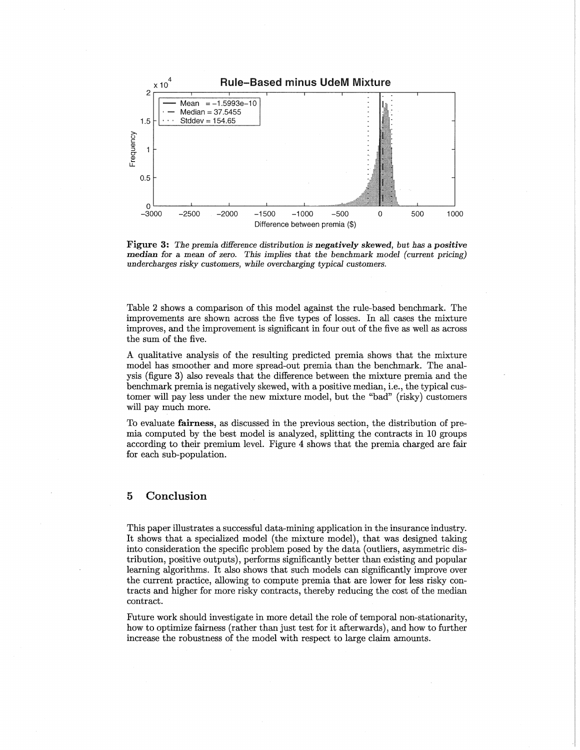**Figure 3:** *The premia difference distribution is* ***negatively skewed****, but has a* ***positive median*** *for a mean of zero. This implies that the benchmark model (current pricing) undercharges risky customers, while overcharging typical customers.*

Table 2 shows a comparison of this model against the rule-based benchmark. The improvements are shown across the five types of losses. In all cases the mixture improves, and the improvement is significant in four out of the five as well as across the sum of the five.

A qualitative analysis of the resulting predicted premia shows that the mixture model has smoother and more spread-out premia than the benchmark. The analysis (figure 3) also reveals that the difference between the mixture premia and the benchmark premia is negatively skewed, with a positive median, i.e., the typical customer will pay less under the new mixture model, but the "bad" (risky) customers will pay much more.

To evaluate **fairness**, as discussed in the previous section, the distribution of premia computed by the best model is analyzed, splitting the contracts in 10 groups according to their premium level. Figure 4 shows that the premia charged are fair for each sub-population.

## 5 Conclusion

This paper illustrates a successful data-mining application in the insurance industry. It shows that a specialized model (the mixture model), that was designed taking into consideration the specific problem posed by the data (outliers, asymmetric distribution, positive outputs), performs significantly better than existing and popular learning algorithms. It also shows that such models can significantly improve over the current practice, allowing to compute premia that are lower for less risky contracts and higher for more risky contracts, thereby reducing the cost of the median contract.

Future work should investigate in more detail the role of temporal non-stationarity, how to optimize fairness (rather than just test for it afterwards), and how to further increase the robustness of the model with respect to large claim amounts.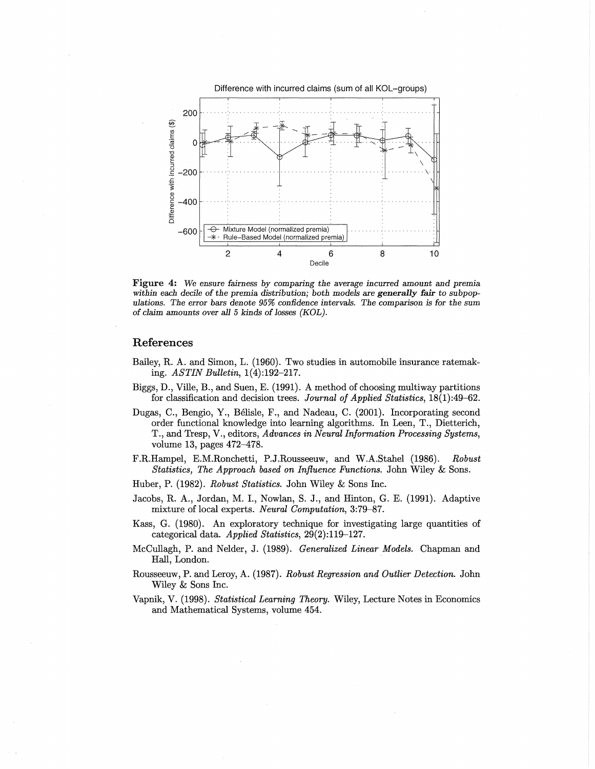Difference with incurred claims (sum of all KOL-groups)

Difference with incurred claims ($)

200

0

−200

−400

−600

Mixture Model (normalized premia)

Rule-Based Model (normalized premia)

2

4

6

8

10

Decile

**Figure 4:** *We ensure fairness by comparing the average incurred amount and premia within each decile of the premia distribution; both models are* ***generally fair*** *to subpopulations. The error bars denote 95% confidence intervals. The comparison is for the sum of claim amounts over all 5 kinds of losses (KOL).*

## References

Bailey, R. A. and Simon, L. (1960). Two studies in automobile insurance ratemaking. *ASTIN Bulletin*, 1(4):192–217.

Biggs, D., Ville, B., and Suen, E. (1991). A method of choosing multiway partitions for classification and decision trees. *Journal of Applied Statistics*, 18(1):49–62.

Dugas, C., Bengio, Y., Bélisle, F., and Nadeau, C. (2001). Incorporating second order functional knowledge into learning algorithms. In Leen, T., Dietterich, T., and Tresp, V., editors, *Advances in Neural Information Processing Systems*, volume 13, pages 472–478.

F.R.Hampel, E.M.Ronchetti, P.J.Rousseeuw, and W.A.Stahel (1986). *Robust Statistics, The Approach based on Influence Functions.* John Wiley & Sons.

Huber, P. (1982). *Robust Statistics.* John Wiley & Sons Inc.

Jacobs, R. A., Jordan, M. I., Nowlan, S. J., and Hinton, G. E. (1991). Adaptive mixture of local experts. *Neural Computation*, 3:79–87.

Kass, G. (1980). An exploratory technique for investigating large quantities of categorical data. *Applied Statistics*, 29(2):119–127.

McCullagh, P. and Nelder, J. (1989). *Generalized Linear Models.* Chapman and Hall, London.

Rousseeuw, P. and Leroy, A. (1987). *Robust Regression and Outlier Detection.* John Wiley & Sons Inc.

Vapnik, V. (1998). *Statistical Learning Theory.* Wiley, Lecture Notes in Economics and Mathematical Systems, volume 454.